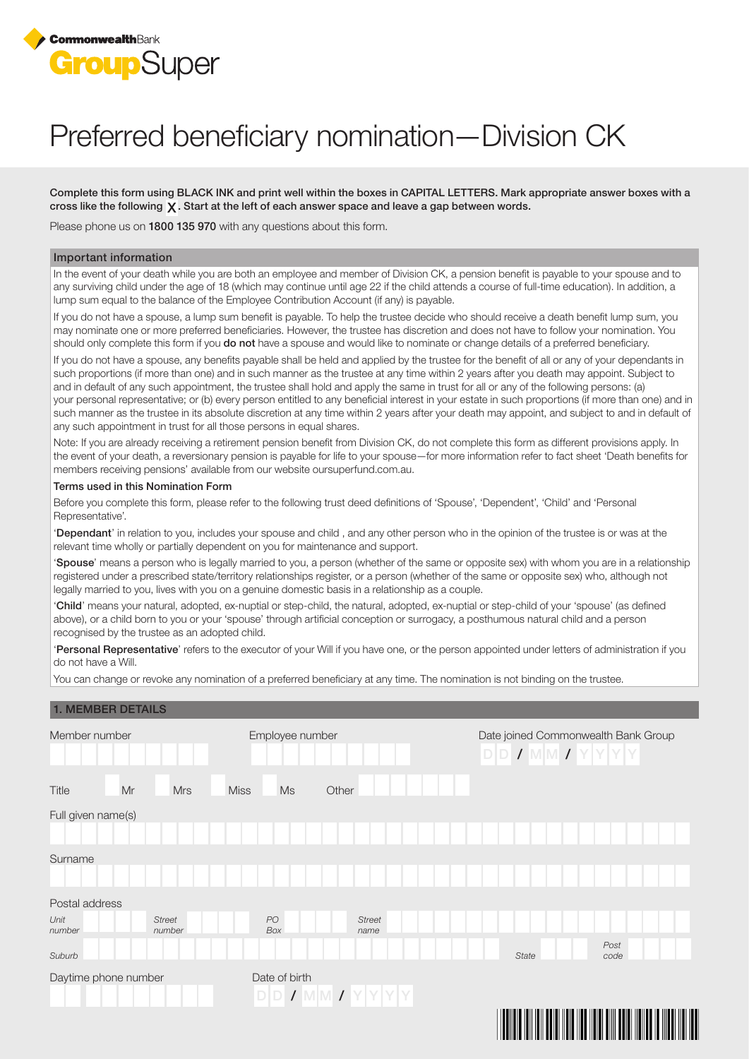CommonwealthBank

GroupSuper

# Preferred beneficiary nomination—Division CK

**Complete this form using BLACK INK and print well within the boxes in CAPITAL LETTERS. Mark appropriate answer boxes with a cross like the following X. Start at the left of each answer space and leave a gap between words.**

Please phone us on **1800 135 970** with any questions about this form.

## Important information

In the event of your death while you are both an employee and member of Division CK, a pension benefit is payable to your spouse and to any surviving child under the age of 18 (which may continue until age 22 if the child attends a course of full-time education). In addition, a lump sum equal to the balance of the Employee Contribution Account (if any) is payable.

If you do not have a spouse, a lump sum benefit is payable. To help the trustee decide who should receive a death benefit lump sum, you may nominate one or more preferred beneficiaries. However, the trustee has discretion and does not have to follow your nomination. You should only complete this form if you **do not** have a spouse and would like to nominate or change details of a preferred beneficiary.

If you do not have a spouse, any benefits payable shall be held and applied by the trustee for the benefit of all or any of your dependants in such proportions (if more than one) and in such manner as the trustee at any time within 2 years after you death may appoint. Subject to and in default of any such appointment, the trustee shall hold and apply the same in trust for all or any of the following persons: (a) your personal representative; or (b) every person entitled to any beneficial interest in your estate in such proportions (if more than one) and in such manner as the trustee in its absolute discretion at any time within 2 years after your death may appoint, and subject to and in default of any such appointment in trust for all those persons in equal shares.

Note: If you are already receiving a retirement pension benefit from Division CK, do not complete this form as different provisions apply. In the event of your death, a reversionary pension is payable for life to your spouse—for more information refer to fact sheet 'Death benefits for members receiving pensions' available from our website oursuperfund.com.au.

### Terms used in this Nomination Form

Before you complete this form, please refer to the following trust deed definitions of 'Spouse', 'Dependent', 'Child' and 'Personal Representative'.

'**Dependant**' in relation to you, includes your spouse and child , and any other person who in the opinion of the trustee is or was at the relevant time wholly or partially dependent on you for maintenance and support.

'**Spouse**' means a person who is legally married to you, a person (whether of the same or opposite sex) with whom you are in a relationship registered under a prescribed state/territory relationships register, or a person (whether of the same or opposite sex) who, although not legally married to you, lives with you on a genuine domestic basis in a relationship as a couple.

'**Child**' means your natural, adopted, ex-nuptial or step-child, the natural, adopted, ex-nuptial or step-child of your 'spouse' (as defined above), or a child born to you or your 'spouse' through artificial conception or surrogacy, a posthumous natural child and a person recognised by the trustee as an adopted child.

'**Personal Representative**' refers to the executor of your Will if you have one, or the person appointed under letters of administration if you do not have a Will.

You can change or revoke any nomination of a preferred beneficiary at any time. The nomination is not binding on the trustee.

## 1. MEMBER DETAILS

Member number

Employee number

Date joined Commonwealth Bank Group DD / MM / YYYY

Title ☐ Mr ☐ Mrs ☐ Miss ☐ Ms Other

Full given name(s)

Surname

Postal address

*Unit number* *Street number* *PO Box* *Street name*

*Suburb* *State* *Post code*

Daytime phone number

Date of birth DD / MM / YYYY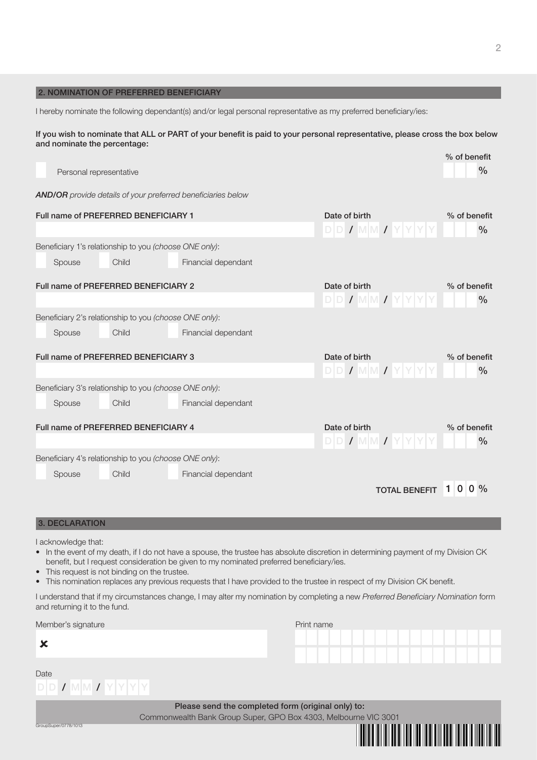## 2. NOMINATION OF PREFERRED BENEFICIARY

I hereby nominate the following dependant(s) and/or legal personal representative as my preferred beneficiary/ies:

**If you wish to nominate that ALL or PART of your benefit is paid to your personal representative, please cross the box below and nominate the percentage:**

☐ Personal representative — % of benefit: ___ %

***AND/OR*** *provide details of your preferred beneficiaries below*

**Full name of PREFERRED BENEFICIARY 1** — Date of birth: DD / MM / YYYY — % of benefit: ___ %

Beneficiary 1's relationship to you *(choose ONE only)*:

☐ Spouse ☐ Child ☐ Financial dependant

**Full name of PREFERRED BENEFICIARY 2** — Date of birth: DD / MM / YYYY — % of benefit: ___ %

Beneficiary 2's relationship to you *(choose ONE only)*:

☐ Spouse ☐ Child ☐ Financial dependant

**Full name of PREFERRED BENEFICIARY 3** — Date of birth: DD / MM / YYYY — % of benefit: ___ %

Beneficiary 3's relationship to you *(choose ONE only)*:

☐ Spouse ☐ Child ☐ Financial dependant

**Full name of PREFERRED BENEFICIARY 4** — Date of birth: DD / MM / YYYY — % of benefit: ___ %

Beneficiary 4's relationship to you *(choose ONE only)*:

☐ Spouse ☐ Child ☐ Financial dependant

**TOTAL BENEFIT 100 %**

## 3. DECLARATION

I acknowledge that:

- In the event of my death, if I do not have a spouse, the trustee has absolute discretion in determining payment of my Division CK benefit, but I request consideration be given to my nominated preferred beneficiary/ies.
- This request is not binding on the trustee.
- This nomination replaces any previous requests that I have provided to the trustee in respect of my Division CK benefit.

I understand that if my circumstances change, I may alter my nomination by completing a new *Preferred Beneficiary Nomination* form and returning it to the fund.

Member's signature: ✘

Print name:

Date: DD / MM / YYYY

**Please send the completed form (original only) to:**
Commonwealth Bank Group Super, GPO Box 4303, Melbourne VIC 3001

GroupSuper/0778/1013